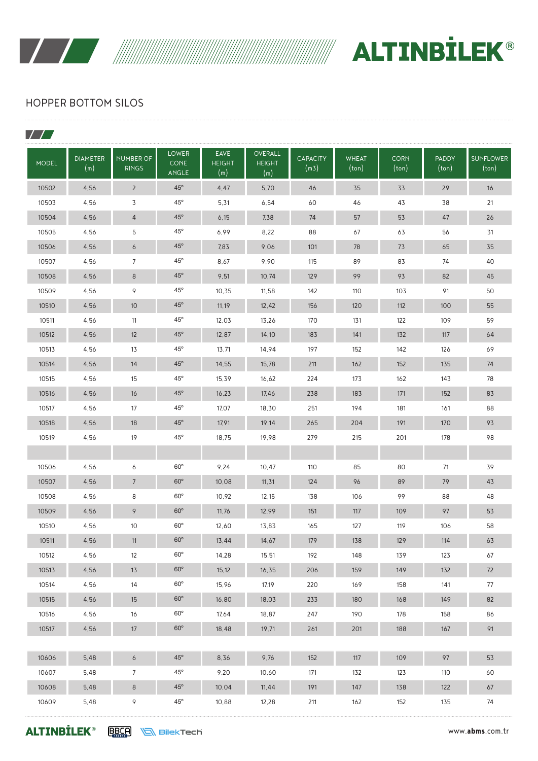## HOPPER BOTTOM SILOS

| MODEL | DIAMETER (m) | NUMBER OF RINGS | LOWER CONE ANGLE | EAVE HEIGHT (m) | OVERALL HEIGHT (m) | CAPACITY (m3) | WHEAT (ton) | CORN (ton) | PADDY (ton) | SUNFLOWER (ton) |
|---|---|---|---|---|---|---|---|---|---|---|
| 10502 | 4,56 | 2 | 45° | 4,47 | 5,70 | 46 | 35 | 33 | 29 | 16 |
| 10503 | 4,56 | 3 | 45° | 5,31 | 6,54 | 60 | 46 | 43 | 38 | 21 |
| 10504 | 4,56 | 4 | 45° | 6,15 | 7,38 | 74 | 57 | 53 | 47 | 26 |
| 10505 | 4,56 | 5 | 45° | 6,99 | 8,22 | 88 | 67 | 63 | 56 | 31 |
| 10506 | 4,56 | 6 | 45° | 7,83 | 9,06 | 101 | 78 | 73 | 65 | 35 |
| 10507 | 4,56 | 7 | 45° | 8,67 | 9,90 | 115 | 89 | 83 | 74 | 40 |
| 10508 | 4,56 | 8 | 45° | 9,51 | 10,74 | 129 | 99 | 93 | 82 | 45 |
| 10509 | 4,56 | 9 | 45° | 10,35 | 11,58 | 142 | 110 | 103 | 91 | 50 |
| 10510 | 4,56 | 10 | 45° | 11,19 | 12,42 | 156 | 120 | 112 | 100 | 55 |
| 10511 | 4,56 | 11 | 45° | 12,03 | 13,26 | 170 | 131 | 122 | 109 | 59 |
| 10512 | 4,56 | 12 | 45° | 12,87 | 14,10 | 183 | 141 | 132 | 117 | 64 |
| 10513 | 4,56 | 13 | 45° | 13,71 | 14,94 | 197 | 152 | 142 | 126 | 69 |
| 10514 | 4,56 | 14 | 45° | 14,55 | 15,78 | 211 | 162 | 152 | 135 | 74 |
| 10515 | 4,56 | 15 | 45° | 15,39 | 16,62 | 224 | 173 | 162 | 143 | 78 |
| 10516 | 4,56 | 16 | 45° | 16,23 | 17,46 | 238 | 183 | 171 | 152 | 83 |
| 10517 | 4,56 | 17 | 45° | 17,07 | 18,30 | 251 | 194 | 181 | 161 | 88 |
| 10518 | 4,56 | 18 | 45° | 17,91 | 19,14 | 265 | 204 | 191 | 170 | 93 |
| 10519 | 4,56 | 19 | 45° | 18,75 | 19,98 | 279 | 215 | 201 | 178 | 98 |
| | | | | | | | | | | |
| 10506 | 4,56 | 6 | 60° | 9,24 | 10,47 | 110 | 85 | 80 | 71 | 39 |
| 10507 | 4,56 | 7 | 60° | 10,08 | 11,31 | 124 | 96 | 89 | 79 | 43 |
| 10508 | 4,56 | 8 | 60° | 10,92 | 12,15 | 138 | 106 | 99 | 88 | 48 |
| 10509 | 4,56 | 9 | 60° | 11,76 | 12,99 | 151 | 117 | 109 | 97 | 53 |
| 10510 | 4,56 | 10 | 60° | 12,60 | 13,83 | 165 | 127 | 119 | 106 | 58 |
| 10511 | 4,56 | 11 | 60° | 13,44 | 14,67 | 179 | 138 | 129 | 114 | 63 |
| 10512 | 4,56 | 12 | 60° | 14,28 | 15,51 | 192 | 148 | 139 | 123 | 67 |
| 10513 | 4,56 | 13 | 60° | 15,12 | 16,35 | 206 | 159 | 149 | 132 | 72 |
| 10514 | 4,56 | 14 | 60° | 15,96 | 17,19 | 220 | 169 | 158 | 141 | 77 |
| 10515 | 4,56 | 15 | 60° | 16,80 | 18,03 | 233 | 180 | 168 | 149 | 82 |
| 10516 | 4,56 | 16 | 60° | 17,64 | 18,87 | 247 | 190 | 178 | 158 | 86 |
| 10517 | 4,56 | 17 | 60° | 18,48 | 19,71 | 261 | 201 | 188 | 167 | 91 |
| | | | | | | | | | | |
| 10606 | 5,48 | 6 | 45° | 8,36 | 9,76 | 152 | 117 | 109 | 97 | 53 |
| 10607 | 5,48 | 7 | 45° | 9,20 | 10,60 | 171 | 132 | 123 | 110 | 60 |
| 10608 | 5,48 | 8 | 45° | 10,04 | 11,44 | 191 | 147 | 138 | 122 | 67 |
| 10609 | 5,48 | 9 | 45° | 10,88 | 12,28 | 211 | 162 | 152 | 135 | 74 |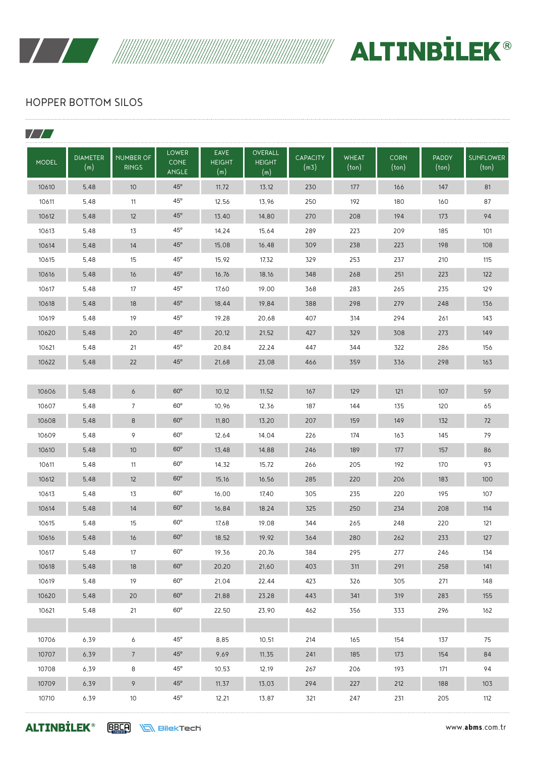## HOPPER BOTTOM SILOS

| MODEL | DIAMETER (m) | NUMBER OF RINGS | LOWER CONE ANGLE | EAVE HEIGHT (m) | OVERALL HEIGHT (m) | CAPACITY (m3) | WHEAT (ton) | CORN (ton) | PADDY (ton) | SUNFLOWER (ton) |
|---|---|---|---|---|---|---|---|---|---|---|
| 10610 | 5,48 | 10 | 45° | 11,72 | 13,12 | 230 | 177 | 166 | 147 | 81 |
| 10611 | 5,48 | 11 | 45° | 12,56 | 13,96 | 250 | 192 | 180 | 160 | 87 |
| 10612 | 5,48 | 12 | 45° | 13,40 | 14,80 | 270 | 208 | 194 | 173 | 94 |
| 10613 | 5,48 | 13 | 45° | 14,24 | 15,64 | 289 | 223 | 209 | 185 | 101 |
| 10614 | 5,48 | 14 | 45° | 15,08 | 16,48 | 309 | 238 | 223 | 198 | 108 |
| 10615 | 5,48 | 15 | 45° | 15,92 | 17,32 | 329 | 253 | 237 | 210 | 115 |
| 10616 | 5,48 | 16 | 45° | 16,76 | 18,16 | 348 | 268 | 251 | 223 | 122 |
| 10617 | 5,48 | 17 | 45° | 17,60 | 19,00 | 368 | 283 | 265 | 235 | 129 |
| 10618 | 5,48 | 18 | 45° | 18,44 | 19,84 | 388 | 298 | 279 | 248 | 136 |
| 10619 | 5,48 | 19 | 45° | 19,28 | 20,68 | 407 | 314 | 294 | 261 | 143 |
| 10620 | 5,48 | 20 | 45° | 20,12 | 21,52 | 427 | 329 | 308 | 273 | 149 |
| 10621 | 5,48 | 21 | 45° | 20,84 | 22,24 | 447 | 344 | 322 | 286 | 156 |
| 10622 | 5,48 | 22 | 45° | 21,68 | 23,08 | 466 | 359 | 336 | 298 | 163 |
| | | | | | | | | | | |
| 10606 | 5,48 | 6 | 60° | 10,12 | 11,52 | 167 | 129 | 121 | 107 | 59 |
| 10607 | 5,48 | 7 | 60° | 10,96 | 12,36 | 187 | 144 | 135 | 120 | 65 |
| 10608 | 5,48 | 8 | 60° | 11,80 | 13,20 | 207 | 159 | 149 | 132 | 72 |
| 10609 | 5,48 | 9 | 60° | 12,64 | 14,04 | 226 | 174 | 163 | 145 | 79 |
| 10610 | 5,48 | 10 | 60° | 13,48 | 14,88 | 246 | 189 | 177 | 157 | 86 |
| 10611 | 5,48 | 11 | 60° | 14,32 | 15,72 | 266 | 205 | 192 | 170 | 93 |
| 10612 | 5,48 | 12 | 60° | 15,16 | 16,56 | 285 | 220 | 206 | 183 | 100 |
| 10613 | 5,48 | 13 | 60° | 16,00 | 17,40 | 305 | 235 | 220 | 195 | 107 |
| 10614 | 5,48 | 14 | 60° | 16,84 | 18,24 | 325 | 250 | 234 | 208 | 114 |
| 10615 | 5,48 | 15 | 60° | 17,68 | 19,08 | 344 | 265 | 248 | 220 | 121 |
| 10616 | 5,48 | 16 | 60° | 18,52 | 19,92 | 364 | 280 | 262 | 233 | 127 |
| 10617 | 5,48 | 17 | 60° | 19,36 | 20,76 | 384 | 295 | 277 | 246 | 134 |
| 10618 | 5,48 | 18 | 60° | 20,20 | 21,60 | 403 | 311 | 291 | 258 | 141 |
| 10619 | 5,48 | 19 | 60° | 21,04 | 22,44 | 423 | 326 | 305 | 271 | 148 |
| 10620 | 5,48 | 20 | 60° | 21,88 | 23,28 | 443 | 341 | 319 | 283 | 155 |
| 10621 | 5,48 | 21 | 60° | 22,50 | 23,90 | 462 | 356 | 333 | 296 | 162 |
| | | | | | | | | | | |
| 10706 | 6,39 | 6 | 45° | 8,85 | 10,51 | 214 | 165 | 154 | 137 | 75 |
| 10707 | 6,39 | 7 | 45° | 9,69 | 11,35 | 241 | 185 | 173 | 154 | 84 |
| 10708 | 6,39 | 8 | 45° | 10,53 | 12,19 | 267 | 206 | 193 | 171 | 94 |
| 10709 | 6,39 | 9 | 45° | 11,37 | 13,03 | 294 | 227 | 212 | 188 | 103 |
| 10710 | 6,39 | 10 | 45° | 12,21 | 13,87 | 321 | 247 | 231 | 205 | 112 |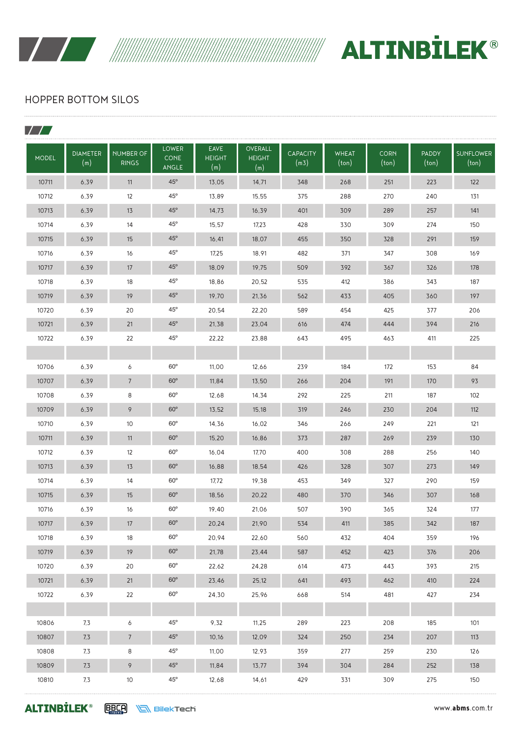## HOPPER BOTTOM SILOS

| MODEL | DIAMETER (m) | NUMBER OF RINGS | LOWER CONE ANGLE | EAVE HEIGHT (m) | OVERALL HEIGHT (m) | CAPACITY (m3) | WHEAT (ton) | CORN (ton) | PADDY (ton) | SUNFLOWER (ton) |
|---|---|---|---|---|---|---|---|---|---|---|
| 10711 | 6,39 | 11 | 45° | 13,05 | 14,71 | 348 | 268 | 251 | 223 | 122 |
| 10712 | 6,39 | 12 | 45° | 13,89 | 15,55 | 375 | 288 | 270 | 240 | 131 |
| 10713 | 6,39 | 13 | 45° | 14,73 | 16,39 | 401 | 309 | 289 | 257 | 141 |
| 10714 | 6,39 | 14 | 45° | 15,57 | 17,23 | 428 | 330 | 309 | 274 | 150 |
| 10715 | 6,39 | 15 | 45° | 16,41 | 18,07 | 455 | 350 | 328 | 291 | 159 |
| 10716 | 6,39 | 16 | 45° | 17,25 | 18,91 | 482 | 371 | 347 | 308 | 169 |
| 10717 | 6,39 | 17 | 45° | 18,09 | 19,75 | 509 | 392 | 367 | 326 | 178 |
| 10718 | 6,39 | 18 | 45° | 18,86 | 20,52 | 535 | 412 | 386 | 343 | 187 |
| 10719 | 6,39 | 19 | 45° | 19,70 | 21,36 | 562 | 433 | 405 | 360 | 197 |
| 10720 | 6,39 | 20 | 45° | 20,54 | 22,20 | 589 | 454 | 425 | 377 | 206 |
| 10721 | 6,39 | 21 | 45° | 21,38 | 23,04 | 616 | 474 | 444 | 394 | 216 |
| 10722 | 6,39 | 22 | 45° | 22,22 | 23,88 | 643 | 495 | 463 | 411 | 225 |
| | | | | | | | | | | |
| 10706 | 6,39 | 6 | 60° | 11,00 | 12,66 | 239 | 184 | 172 | 153 | 84 |
| 10707 | 6,39 | 7 | 60° | 11,84 | 13,50 | 266 | 204 | 191 | 170 | 93 |
| 10708 | 6,39 | 8 | 60° | 12,68 | 14,34 | 292 | 225 | 211 | 187 | 102 |
| 10709 | 6,39 | 9 | 60° | 13,52 | 15,18 | 319 | 246 | 230 | 204 | 112 |
| 10710 | 6,39 | 10 | 60° | 14,36 | 16,02 | 346 | 266 | 249 | 221 | 121 |
| 10711 | 6,39 | 11 | 60° | 15,20 | 16,86 | 373 | 287 | 269 | 239 | 130 |
| 10712 | 6,39 | 12 | 60° | 16,04 | 17,70 | 400 | 308 | 288 | 256 | 140 |
| 10713 | 6,39 | 13 | 60° | 16,88 | 18,54 | 426 | 328 | 307 | 273 | 149 |
| 10714 | 6,39 | 14 | 60° | 17,72 | 19,38 | 453 | 349 | 327 | 290 | 159 |
| 10715 | 6,39 | 15 | 60° | 18,56 | 20,22 | 480 | 370 | 346 | 307 | 168 |
| 10716 | 6,39 | 16 | 60° | 19,40 | 21,06 | 507 | 390 | 365 | 324 | 177 |
| 10717 | 6,39 | 17 | 60° | 20,24 | 21,90 | 534 | 411 | 385 | 342 | 187 |
| 10718 | 6,39 | 18 | 60° | 20,94 | 22,60 | 560 | 432 | 404 | 359 | 196 |
| 10719 | 6,39 | 19 | 60° | 21,78 | 23,44 | 587 | 452 | 423 | 376 | 206 |
| 10720 | 6,39 | 20 | 60° | 22,62 | 24,28 | 614 | 473 | 443 | 393 | 215 |
| 10721 | 6,39 | 21 | 60° | 23,46 | 25,12 | 641 | 493 | 462 | 410 | 224 |
| 10722 | 6,39 | 22 | 60° | 24,30 | 25,96 | 668 | 514 | 481 | 427 | 234 |
| | | | | | | | | | | |
| 10806 | 7,3 | 6 | 45° | 9,32 | 11,25 | 289 | 223 | 208 | 185 | 101 |
| 10807 | 7,3 | 7 | 45° | 10,16 | 12,09 | 324 | 250 | 234 | 207 | 113 |
| 10808 | 7,3 | 8 | 45° | 11,00 | 12,93 | 359 | 277 | 259 | 230 | 126 |
| 10809 | 7,3 | 9 | 45° | 11,84 | 13,77 | 394 | 304 | 284 | 252 | 138 |
| 10810 | 7,3 | 10 | 45° | 12,68 | 14,61 | 429 | 331 | 309 | 275 | 150 |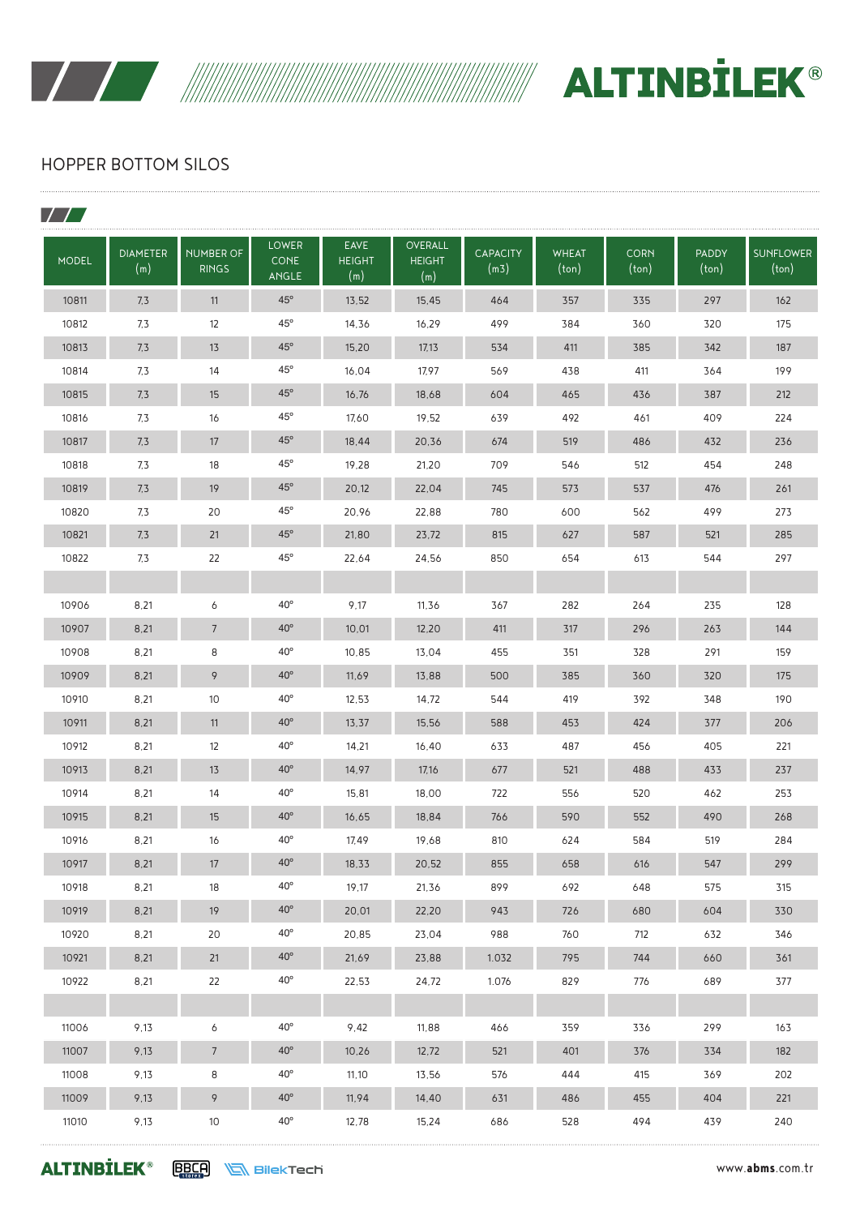## HOPPER BOTTOM SILOS

| MODEL | DIAMETER (m) | NUMBER OF RINGS | LOWER CONE ANGLE | EAVE HEIGHT (m) | OVERALL HEIGHT (m) | CAPACITY (m3) | WHEAT (ton) | CORN (ton) | PADDY (ton) | SUNFLOWER (ton) |
|---|---|---|---|---|---|---|---|---|---|---|
| 10811 | 7,3 | 11 | 45° | 13,52 | 15,45 | 464 | 357 | 335 | 297 | 162 |
| 10812 | 7,3 | 12 | 45° | 14,36 | 16,29 | 499 | 384 | 360 | 320 | 175 |
| 10813 | 7,3 | 13 | 45° | 15,20 | 17,13 | 534 | 411 | 385 | 342 | 187 |
| 10814 | 7,3 | 14 | 45° | 16,04 | 17,97 | 569 | 438 | 411 | 364 | 199 |
| 10815 | 7,3 | 15 | 45° | 16,76 | 18,68 | 604 | 465 | 436 | 387 | 212 |
| 10816 | 7,3 | 16 | 45° | 17,60 | 19,52 | 639 | 492 | 461 | 409 | 224 |
| 10817 | 7,3 | 17 | 45° | 18,44 | 20,36 | 674 | 519 | 486 | 432 | 236 |
| 10818 | 7,3 | 18 | 45° | 19,28 | 21,20 | 709 | 546 | 512 | 454 | 248 |
| 10819 | 7,3 | 19 | 45° | 20,12 | 22,04 | 745 | 573 | 537 | 476 | 261 |
| 10820 | 7,3 | 20 | 45° | 20,96 | 22,88 | 780 | 600 | 562 | 499 | 273 |
| 10821 | 7,3 | 21 | 45° | 21,80 | 23,72 | 815 | 627 | 587 | 521 | 285 |
| 10822 | 7,3 | 22 | 45° | 22,64 | 24,56 | 850 | 654 | 613 | 544 | 297 |
| | | | | | | | | | | |
| 10906 | 8,21 | 6 | 40° | 9,17 | 11,36 | 367 | 282 | 264 | 235 | 128 |
| 10907 | 8,21 | 7 | 40° | 10,01 | 12,20 | 411 | 317 | 296 | 263 | 144 |
| 10908 | 8,21 | 8 | 40° | 10,85 | 13,04 | 455 | 351 | 328 | 291 | 159 |
| 10909 | 8,21 | 9 | 40° | 11,69 | 13,88 | 500 | 385 | 360 | 320 | 175 |
| 10910 | 8,21 | 10 | 40° | 12,53 | 14,72 | 544 | 419 | 392 | 348 | 190 |
| 10911 | 8,21 | 11 | 40° | 13,37 | 15,56 | 588 | 453 | 424 | 377 | 206 |
| 10912 | 8,21 | 12 | 40° | 14,21 | 16,40 | 633 | 487 | 456 | 405 | 221 |
| 10913 | 8,21 | 13 | 40° | 14,97 | 17,16 | 677 | 521 | 488 | 433 | 237 |
| 10914 | 8,21 | 14 | 40° | 15,81 | 18,00 | 722 | 556 | 520 | 462 | 253 |
| 10915 | 8,21 | 15 | 40° | 16,65 | 18,84 | 766 | 590 | 552 | 490 | 268 |
| 10916 | 8,21 | 16 | 40° | 17,49 | 19,68 | 810 | 624 | 584 | 519 | 284 |
| 10917 | 8,21 | 17 | 40° | 18,33 | 20,52 | 855 | 658 | 616 | 547 | 299 |
| 10918 | 8,21 | 18 | 40° | 19,17 | 21,36 | 899 | 692 | 648 | 575 | 315 |
| 10919 | 8,21 | 19 | 40° | 20,01 | 22,20 | 943 | 726 | 680 | 604 | 330 |
| 10920 | 8,21 | 20 | 40° | 20,85 | 23,04 | 988 | 760 | 712 | 632 | 346 |
| 10921 | 8,21 | 21 | 40° | 21,69 | 23,88 | 1.032 | 795 | 744 | 660 | 361 |
| 10922 | 8,21 | 22 | 40° | 22,53 | 24,72 | 1.076 | 829 | 776 | 689 | 377 |
| | | | | | | | | | | |
| 11006 | 9,13 | 6 | 40° | 9,42 | 11,88 | 466 | 359 | 336 | 299 | 163 |
| 11007 | 9,13 | 7 | 40° | 10,26 | 12,72 | 521 | 401 | 376 | 334 | 182 |
| 11008 | 9,13 | 8 | 40° | 11,10 | 13,56 | 576 | 444 | 415 | 369 | 202 |
| 11009 | 9,13 | 9 | 40° | 11,94 | 14,40 | 631 | 486 | 455 | 404 | 221 |
| 11010 | 9,13 | 10 | 40° | 12,78 | 15,24 | 686 | 528 | 494 | 439 | 240 |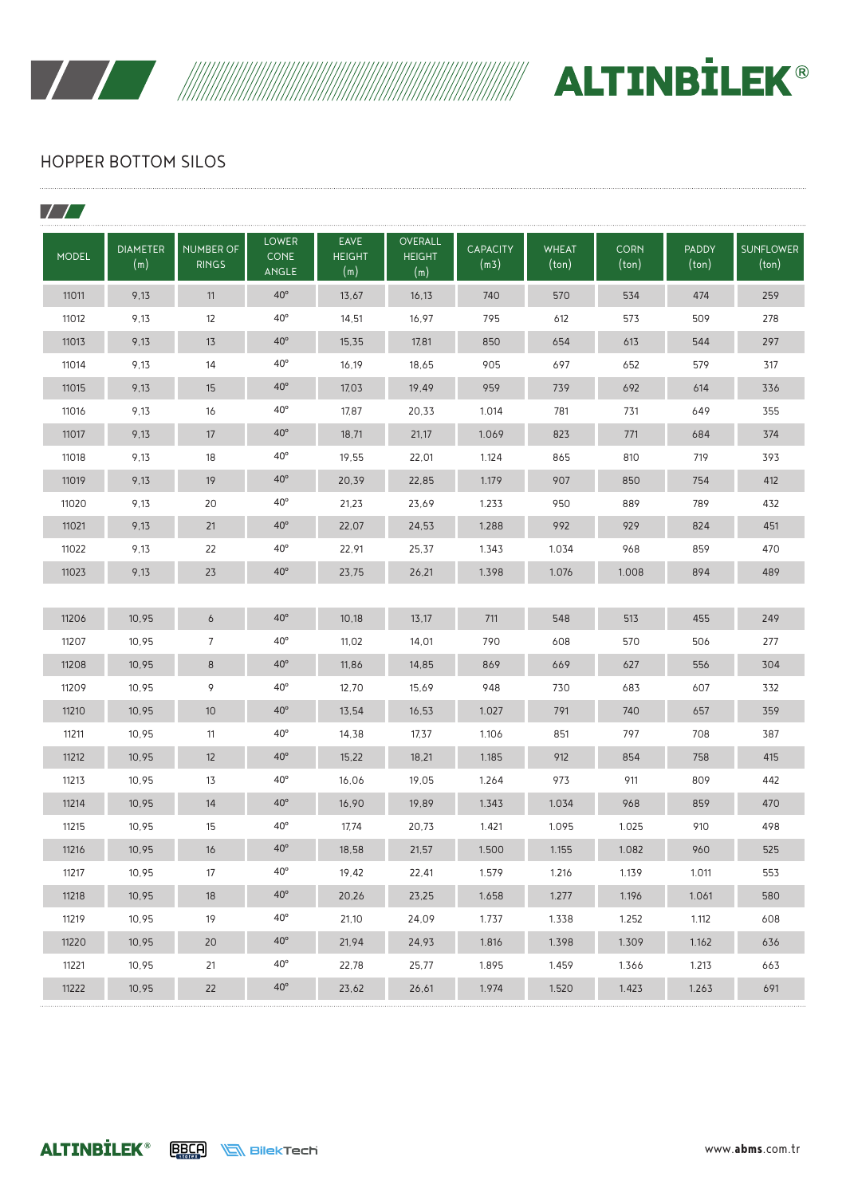## HOPPER BOTTOM SILOS

| MODEL | DIAMETER (m) | NUMBER OF RINGS | LOWER CONE ANGLE | EAVE HEIGHT (m) | OVERALL HEIGHT (m) | CAPACITY (m3) | WHEAT (ton) | CORN (ton) | PADDY (ton) | SUNFLOWER (ton) |
|---|---|---|---|---|---|---|---|---|---|---|
| 11011 | 9,13 | 11 | 40° | 13,67 | 16,13 | 740 | 570 | 534 | 474 | 259 |
| 11012 | 9,13 | 12 | 40° | 14,51 | 16,97 | 795 | 612 | 573 | 509 | 278 |
| 11013 | 9,13 | 13 | 40° | 15,35 | 17,81 | 850 | 654 | 613 | 544 | 297 |
| 11014 | 9,13 | 14 | 40° | 16,19 | 18,65 | 905 | 697 | 652 | 579 | 317 |
| 11015 | 9,13 | 15 | 40° | 17,03 | 19,49 | 959 | 739 | 692 | 614 | 336 |
| 11016 | 9,13 | 16 | 40° | 17,87 | 20,33 | 1.014 | 781 | 731 | 649 | 355 |
| 11017 | 9,13 | 17 | 40° | 18,71 | 21,17 | 1.069 | 823 | 771 | 684 | 374 |
| 11018 | 9,13 | 18 | 40° | 19,55 | 22,01 | 1.124 | 865 | 810 | 719 | 393 |
| 11019 | 9,13 | 19 | 40° | 20,39 | 22,85 | 1.179 | 907 | 850 | 754 | 412 |
| 11020 | 9,13 | 20 | 40° | 21,23 | 23,69 | 1.233 | 950 | 889 | 789 | 432 |
| 11021 | 9,13 | 21 | 40° | 22,07 | 24,53 | 1.288 | 992 | 929 | 824 | 451 |
| 11022 | 9,13 | 22 | 40° | 22,91 | 25,37 | 1.343 | 1.034 | 968 | 859 | 470 |
| 11023 | 9,13 | 23 | 40° | 23,75 | 26,21 | 1.398 | 1.076 | 1.008 | 894 | 489 |
| 11206 | 10,95 | 6 | 40° | 10,18 | 13,17 | 711 | 548 | 513 | 455 | 249 |
| 11207 | 10,95 | 7 | 40° | 11,02 | 14,01 | 790 | 608 | 570 | 506 | 277 |
| 11208 | 10,95 | 8 | 40° | 11,86 | 14,85 | 869 | 669 | 627 | 556 | 304 |
| 11209 | 10,95 | 9 | 40° | 12,70 | 15,69 | 948 | 730 | 683 | 607 | 332 |
| 11210 | 10,95 | 10 | 40° | 13,54 | 16,53 | 1.027 | 791 | 740 | 657 | 359 |
| 11211 | 10,95 | 11 | 40° | 14,38 | 17,37 | 1.106 | 851 | 797 | 708 | 387 |
| 11212 | 10,95 | 12 | 40° | 15,22 | 18,21 | 1.185 | 912 | 854 | 758 | 415 |
| 11213 | 10,95 | 13 | 40° | 16,06 | 19,05 | 1.264 | 973 | 911 | 809 | 442 |
| 11214 | 10,95 | 14 | 40° | 16,90 | 19,89 | 1.343 | 1.034 | 968 | 859 | 470 |
| 11215 | 10,95 | 15 | 40° | 17,74 | 20,73 | 1.421 | 1.095 | 1.025 | 910 | 498 |
| 11216 | 10,95 | 16 | 40° | 18,58 | 21,57 | 1.500 | 1.155 | 1.082 | 960 | 525 |
| 11217 | 10,95 | 17 | 40° | 19,42 | 22,41 | 1.579 | 1.216 | 1.139 | 1.011 | 553 |
| 11218 | 10,95 | 18 | 40° | 20,26 | 23,25 | 1.658 | 1.277 | 1.196 | 1.061 | 580 |
| 11219 | 10,95 | 19 | 40° | 21,10 | 24,09 | 1.737 | 1.338 | 1.252 | 1.112 | 608 |
| 11220 | 10,95 | 20 | 40° | 21,94 | 24,93 | 1.816 | 1.398 | 1.309 | 1.162 | 636 |
| 11221 | 10,95 | 21 | 40° | 22,78 | 25,77 | 1.895 | 1.459 | 1.366 | 1.213 | 663 |
| 11222 | 10,95 | 22 | 40° | 23,62 | 26,61 | 1.974 | 1.520 | 1.423 | 1.263 | 691 |